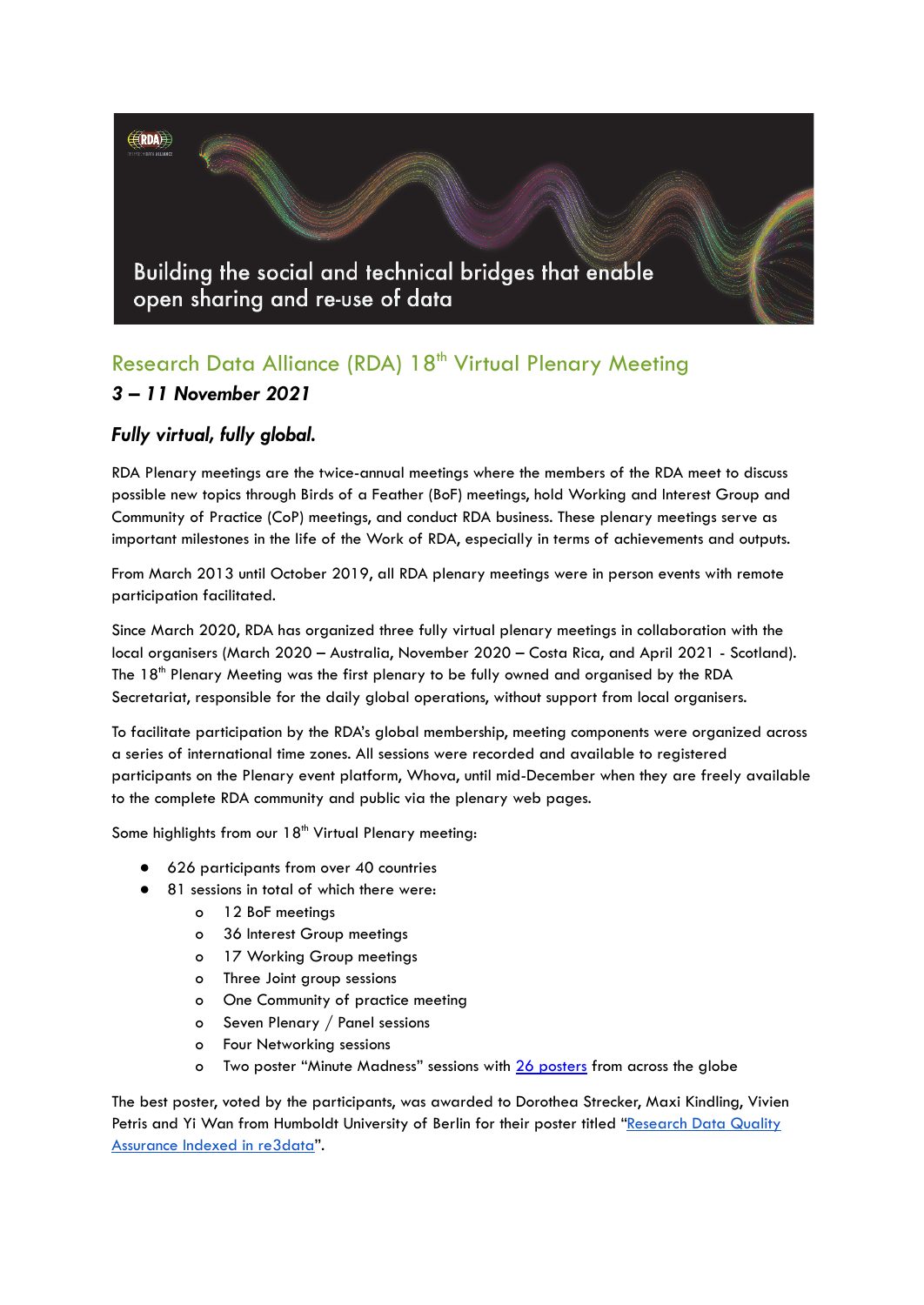Building the social and technical bridges that enable open sharing and re-use of data

## Research Data Alliance (RDA) 18th Virtual Plenary Meeting

### *3 – 11 November 2021*

### *Fully virtual, fully global.*

RDA Plenary meetings are the twice-annual meetings where the members of the RDA meet to discuss possible new topics through Birds of a Feather (BoF) meetings, hold Working and Interest Group and Community of Practice (CoP) meetings, and conduct RDA business. These plenary meetings serve as important milestones in the life of the Work of RDA, especially in terms of achievements and outputs.

From March 2013 until October 2019, all RDA plenary meetings were in person events with remote participation facilitated.

Since March 2020, RDA has organized three fully virtual plenary meetings in collaboration with the local organisers (March 2020 – Australia, November 2020 – Costa Rica, and April 2021 - Scotland). The 18th Plenary Meeting was the first plenary to be fully owned and organised by the RDA Secretariat, responsible for the daily global operations, without support from local organisers.

To facilitate participation by the RDA's global membership, meeting components were organized across a series of international time zones. All sessions were recorded and available to registered participants on the Plenary event platform, Whova, until mid-December when they are freely available to the complete RDA community and public via the plenary web pages.

Some highlights from our 18th Virtual Plenary meeting:

- 626 participants from over 40 countries
- 81 sessions in total of which there were:
  - 12 BoF meetings
  - 36 Interest Group meetings
  - 17 Working Group meetings
  - Three Joint group sessions
  - One Community of practice meeting
  - Seven Plenary / Panel sessions
  - Four Networking sessions
  - Two poster "Minute Madness" sessions with 26 posters from across the globe

The best poster, voted by the participants, was awarded to Dorothea Strecker, Maxi Kindling, Vivien Petris and Yi Wan from Humboldt University of Berlin for their poster titled "Research Data Quality Assurance Indexed in re3data".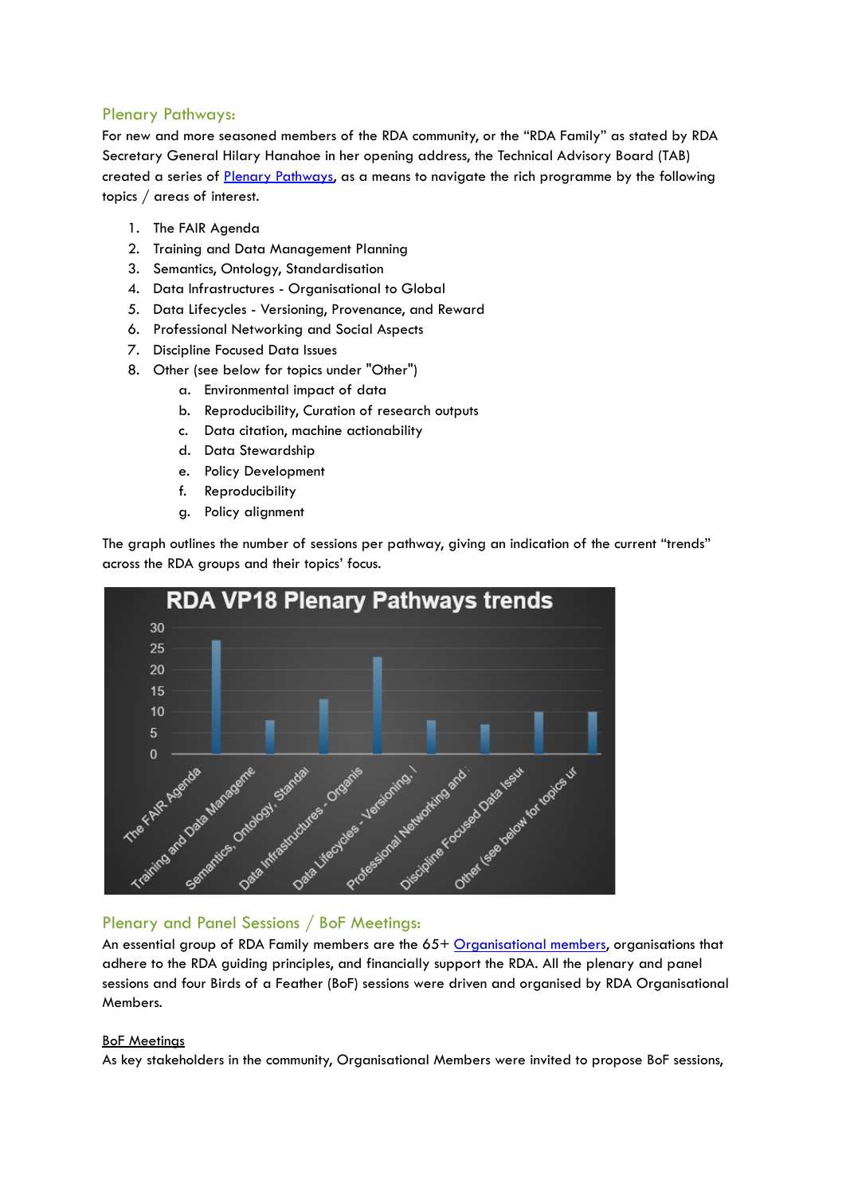## Plenary Pathways:

For new and more seasoned members of the RDA community, or the "RDA Family" as stated by RDA Secretary General Hilary Hanahoe in her opening address, the Technical Advisory Board (TAB) created a series of [Plenary Pathways](), as a means to navigate the rich programme by the following topics / areas of interest.

1. The FAIR Agenda
2. Training and Data Management Planning
3. Semantics, Ontology, Standardisation
4. Data Infrastructures - Organisational to Global
5. Data Lifecycles - Versioning, Provenance, and Reward
6. Professional Networking and Social Aspects
7. Discipline Focused Data Issues
8. Other (see below for topics under "Other")
   a. Environmental impact of data
   b. Reproducibility, Curation of research outputs
   c. Data citation, machine actionability
   d. Data Stewardship
   e. Policy Development
   f. Reproducibility
   g. Policy alignment

The graph outlines the number of sessions per pathway, giving an indication of the current "trends" across the RDA groups and their topics' focus.

## Plenary and Panel Sessions / BoF Meetings:

An essential group of RDA Family members are the 65+ [Organisational members](), organisations that adhere to the RDA guiding principles, and financially support the RDA. All the plenary and panel sessions and four Birds of a Feather (BoF) sessions were driven and organised by RDA Organisational Members.

<u>BoF Meetings</u>

As key stakeholders in the community, Organisational Members were invited to propose BoF sessions,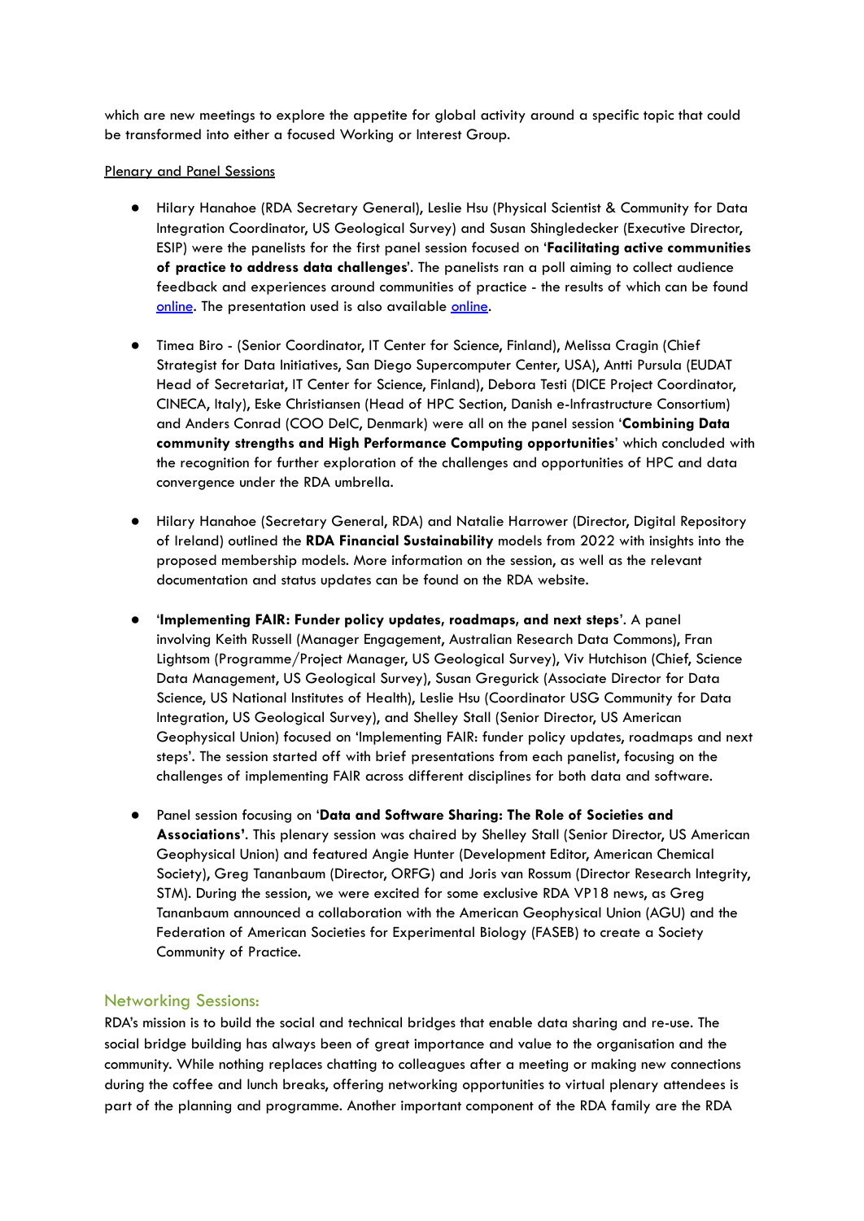which are new meetings to explore the appetite for global activity around a specific topic that could be transformed into either a focused Working or Interest Group.

<u>Plenary and Panel Sessions</u>

- Hilary Hanahoe (RDA Secretary General), Leslie Hsu (Physical Scientist & Community for Data Integration Coordinator, US Geological Survey) and Susan Shingledecker (Executive Director, ESIP) were the panelists for the first panel session focused on '**Facilitating active communities of practice to address data challenges**'. The panelists ran a poll aiming to collect audience feedback and experiences around communities of practice - the results of which can be found online. The presentation used is also available online.

- Timea Biro - (Senior Coordinator, IT Center for Science, Finland), Melissa Cragin (Chief Strategist for Data Initiatives, San Diego Supercomputer Center, USA), Antti Pursula (EUDAT Head of Secretariat, IT Center for Science, Finland), Debora Testi (DICE Project Coordinator, CINECA, Italy), Eske Christiansen (Head of HPC Section, Danish e-Infrastructure Consortium) and Anders Conrad (COO DeIC, Denmark) were all on the panel session '**Combining Data community strengths and High Performance Computing opportunities**' which concluded with the recognition for further exploration of the challenges and opportunities of HPC and data convergence under the RDA umbrella.

- Hilary Hanahoe (Secretary General, RDA) and Natalie Harrower (Director, Digital Repository of Ireland) outlined the **RDA Financial Sustainability** models from 2022 with insights into the proposed membership models. More information on the session, as well as the relevant documentation and status updates can be found on the RDA website.

- '**Implementing FAIR: Funder policy updates, roadmaps, and next steps**'. A panel involving Keith Russell (Manager Engagement, Australian Research Data Commons), Fran Lightsom (Programme/Project Manager, US Geological Survey), Viv Hutchison (Chief, Science Data Management, US Geological Survey), Susan Gregurick (Associate Director for Data Science, US National Institutes of Health), Leslie Hsu (Coordinator USG Community for Data Integration, US Geological Survey), and Shelley Stall (Senior Director, US American Geophysical Union) focused on 'Implementing FAIR: funder policy updates, roadmaps and next steps'. The session started off with brief presentations from each panelist, focusing on the challenges of implementing FAIR across different disciplines for both data and software.

- Panel session focusing on '**Data and Software Sharing: The Role of Societies and Associations'**. This plenary session was chaired by Shelley Stall (Senior Director, US American Geophysical Union) and featured Angie Hunter (Development Editor, American Chemical Society), Greg Tananbaum (Director, ORFG) and Joris van Rossum (Director Research Integrity, STM). During the session, we were excited for some exclusive RDA VP18 news, as Greg Tananbaum announced a collaboration with the American Geophysical Union (AGU) and the Federation of American Societies for Experimental Biology (FASEB) to create a Society Community of Practice.

## Networking Sessions:

RDA's mission is to build the social and technical bridges that enable data sharing and re-use. The social bridge building has always been of great importance and value to the organisation and the community. While nothing replaces chatting to colleagues after a meeting or making new connections during the coffee and lunch breaks, offering networking opportunities to virtual plenary attendees is part of the planning and programme. Another important component of the RDA family are the RDA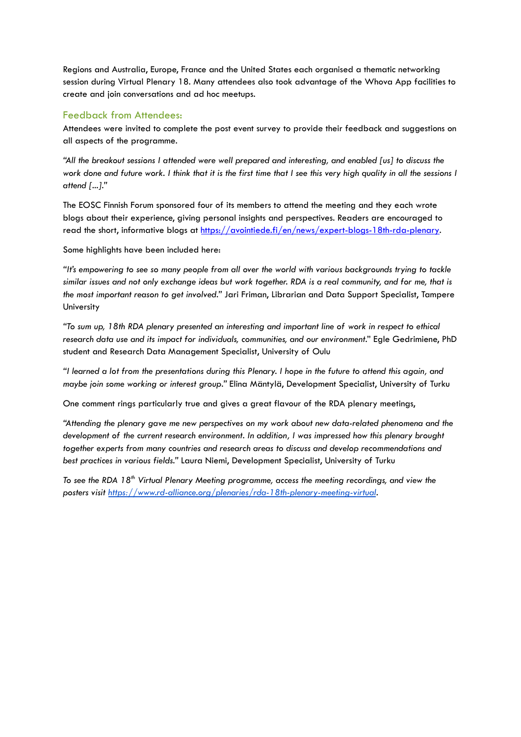Regions and Australia, Europe, France and the United States each organised a thematic networking session during Virtual Plenary 18. Many attendees also took advantage of the Whova App facilities to create and join conversations and ad hoc meetups.

## Feedback from Attendees:

Attendees were invited to complete the post event survey to provide their feedback and suggestions on all aspects of the programme.

*"All the breakout sessions I attended were well prepared and interesting, and enabled [us] to discuss the work done and future work. I think that it is the first time that I see this very high quality in all the sessions I attend [...]."*

The EOSC Finnish Forum sponsored four of its members to attend the meeting and they each wrote blogs about their experience, giving personal insights and perspectives. Readers are encouraged to read the short, informative blogs at [https://avointiede.fi/en/news/expert-blogs-18th-rda-plenary](https://avointiede.fi/en/news/expert-blogs-18th-rda-plenary).

Some highlights have been included here:

"*It's empowering to see so many people from all over the world with various backgrounds trying to tackle similar issues and not only exchange ideas but work together. RDA is a real community, and for me, that is the most important reason to get involved.*" Jari Friman, Librarian and Data Support Specialist, Tampere University

"*To sum up, 18th RDA plenary presented an interesting and important line of work in respect to ethical research data use and its impact for individuals, communities, and our environment.*" Egle Gedrimiene, PhD student and Research Data Management Specialist, University of Oulu

"*I learned a lot from the presentations during this Plenary. I hope in the future to attend this again, and maybe join some working or interest group.*" Elina Mäntylä, Development Specialist, University of Turku

One comment rings particularly true and gives a great flavour of the RDA plenary meetings,

"*Attending the plenary gave me new perspectives on my work about new data-related phenomena and the development of the current research environment. In addition, I was impressed how this plenary brought together experts from many countries and research areas to discuss and develop recommendations and best practices in various fields.*" Laura Niemi, Development Specialist, University of Turku

*To see the RDA 18th Virtual Plenary Meeting programme, access the meeting recordings, and view the posters visit [https://www.rd-alliance.org/plenaries/rda-18th-plenary-meeting-virtual](https://www.rd-alliance.org/plenaries/rda-18th-plenary-meeting-virtual).*